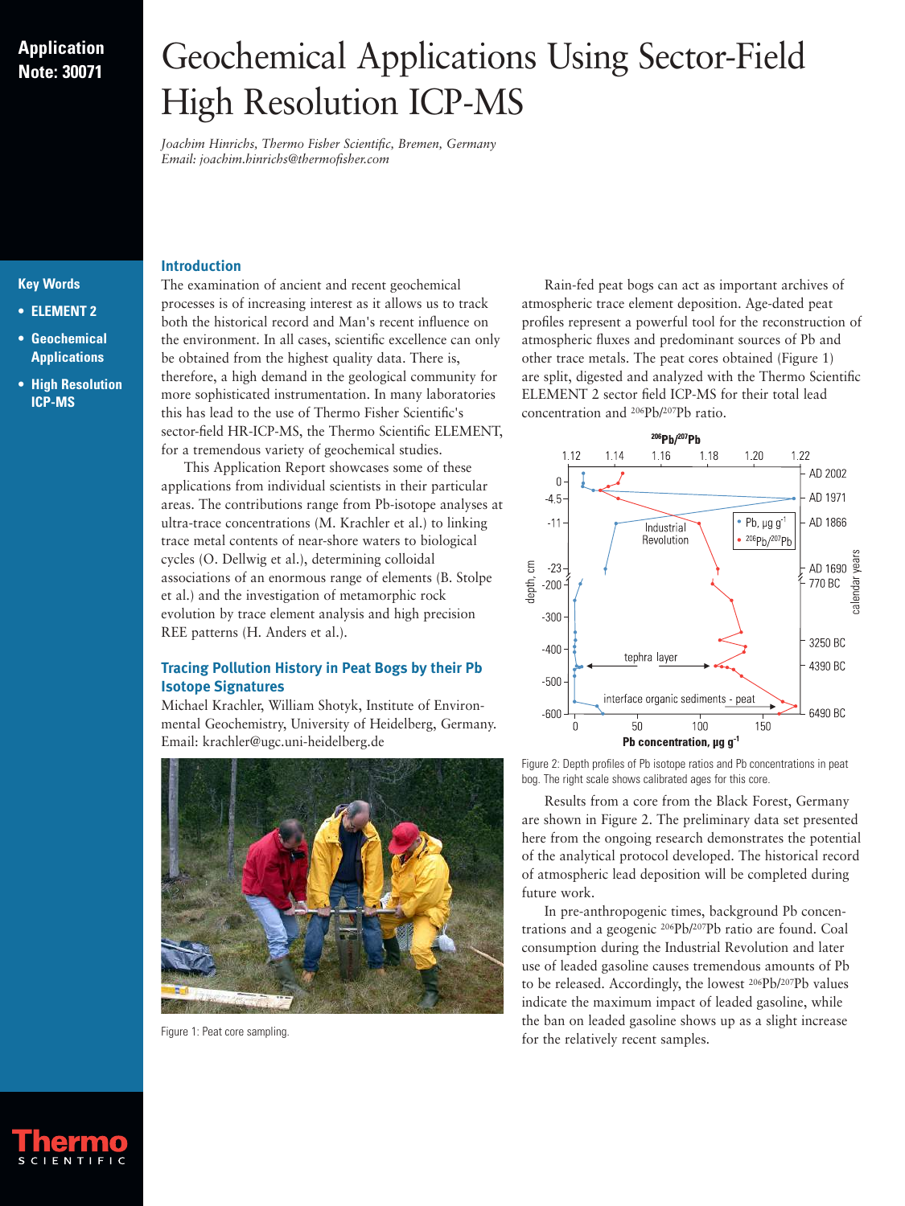Application Note: 30071

# Geochemical Applications Using Sector-Field High Resolution ICP-MS

*Joachim Hinrichs, Thermo Fisher Scientific, Bremen, Germany*
*Email: joachim.hinrichs@thermofisher.com*

**Key Words**

- **ELEMENT 2**
- **Geochemical Applications**
- **High Resolution ICP-MS**

## Introduction

The examination of ancient and recent geochemical processes is of increasing interest as it allows us to track both the historical record and Man's recent influence on the environment. In all cases, scientific excellence can only be obtained from the highest quality data. There is, therefore, a high demand in the geological community for more sophisticated instrumentation. In many laboratories this has lead to the use of Thermo Fisher Scientific's sector-field HR-ICP-MS, the Thermo Scientific ELEMENT, for a tremendous variety of geochemical studies.

This Application Report showcases some of these applications from individual scientists in their particular areas. The contributions range from Pb-isotope analyses at ultra-trace concentrations (M. Krachler et al.) to linking trace metal contents of near-shore waters to biological cycles (O. Dellwig et al.), determining colloidal associations of an enormous range of elements (B. Stolpe et al.) and the investigation of metamorphic rock evolution by trace element analysis and high precision REE patterns (H. Anders et al.).

## Tracing Pollution History in Peat Bogs by their Pb Isotope Signatures

Michael Krachler, William Shotyk, Institute of Environmental Geochemistry, University of Heidelberg, Germany. Email: krachler@ugc.uni-heidelberg.de

Figure 1: Peat core sampling.

Rain-fed peat bogs can act as important archives of atmospheric trace element deposition. Age-dated peat profiles represent a powerful tool for the reconstruction of atmospheric fluxes and predominant sources of Pb and other trace metals. The peat cores obtained (Figure 1) are split, digested and analyzed with the Thermo Scientific ELEMENT 2 sector field ICP-MS for their total lead concentration and $^{206}Pb/^{207}Pb$ ratio.

$^{206}Pb/^{207}Pb$
1.12 1.14 1.16 1.18 1.20 1.22
depth, cm
0 -4.5 -11 -23 -200 -300 -400 -500 -600
AD 2002
AD 1971
AD 1866
AD 1690
770 BC
3250 BC
4390 BC
6490 BC
calendar years
Industrial Revolution
Pb, µg g$^{-1}$
$^{206}Pb/^{207}Pb$
tephra layer
interface organic sediments - peat
0 50 100 150
Pb concentration, µg g$^{-1}$

Figure 2: Depth profiles of Pb isotope ratios and Pb concentrations in peat bog. The right scale shows calibrated ages for this core.

Results from a core from the Black Forest, Germany are shown in Figure 2. The preliminary data set presented here from the ongoing research demonstrates the potential of the analytical protocol developed. The historical record of atmospheric lead deposition will be completed during future work.

In pre-anthropogenic times, background Pb concentrations and a geogenic $^{206}Pb/^{207}Pb$ ratio are found. Coal consumption during the Industrial Revolution and later use of leaded gasoline causes tremendous amounts of Pb to be released. Accordingly, the lowest $^{206}Pb/^{207}Pb$ values indicate the maximum impact of leaded gasoline, while the ban on leaded gasoline shows up as a slight increase for the relatively recent samples.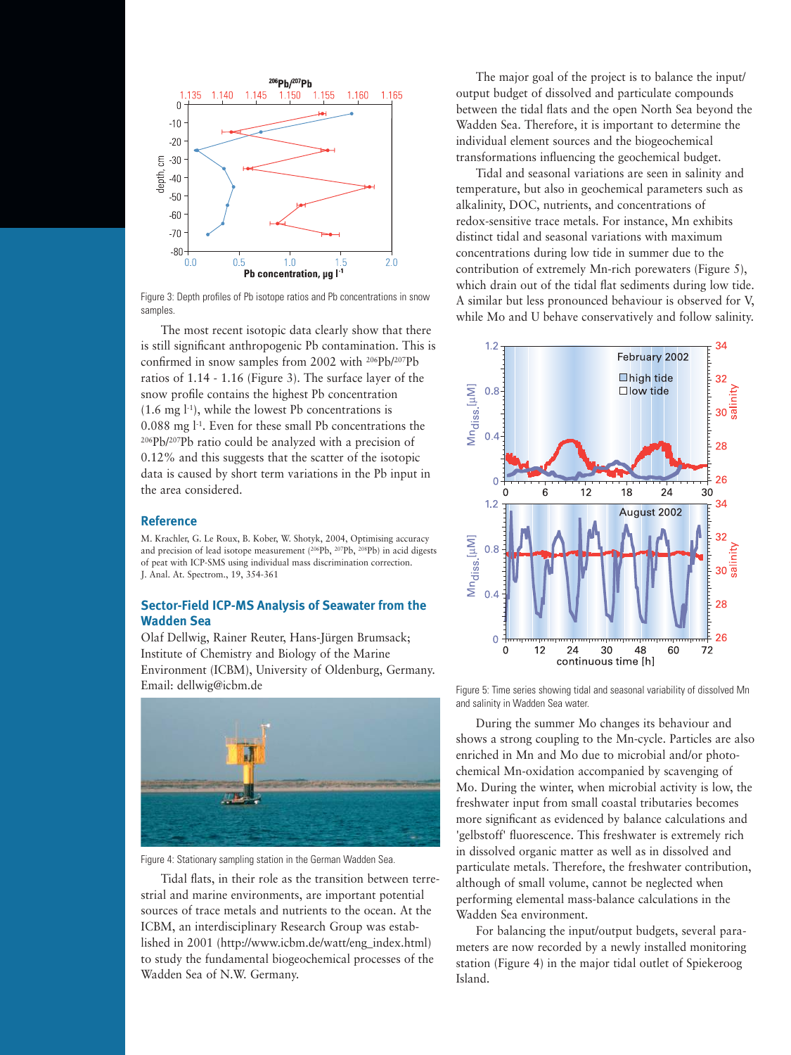$^{206}Pb/^{207}Pb$

1.135 1.140 1.145 1.150 1.155 1.160 1.165

depth, cm

0 -10 -20 -30 -40 -50 -60 -70 -80

0.0 0.5 1.0 1.5 2.0

Pb concentration, µg l$^{-1}$

Figure 3: Depth profiles of Pb isotope ratios and Pb concentrations in snow samples.

The most recent isotopic data clearly show that there is still significant anthropogenic Pb contamination. This is confirmed in snow samples from 2002 with $^{206}Pb/^{207}Pb$ ratios of 1.14 - 1.16 (Figure 3). The surface layer of the snow profile contains the highest Pb concentration (1.6 mg l$^{-1}$), while the lowest Pb concentrations is 0.088 mg l$^{-1}$. Even for these small Pb concentrations the $^{206}Pb/^{207}Pb$ ratio could be analyzed with a precision of 0.12% and this suggests that the scatter of the isotopic data is caused by short term variations in the Pb input in the area considered.

## Reference

M. Krachler, G. Le Roux, B. Kober, W. Shotyk, 2004, Optimising accuracy and precision of lead isotope measurement ($^{206}Pb$, $^{207}Pb$, $^{208}Pb$) in acid digests of peat with ICP-SMS using individual mass discrimination correction. J. Anal. At. Spectrom., 19, 354-361

## Sector-Field ICP-MS Analysis of Seawater from the Wadden Sea

Olaf Dellwig, Rainer Reuter, Hans-Jürgen Brumsack; Institute of Chemistry and Biology of the Marine Environment (ICBM), University of Oldenburg, Germany. Email: dellwig@icbm.de

Figure 4: Stationary sampling station in the German Wadden Sea.

Tidal flats, in their role as the transition between terrestrial and marine environments, are important potential sources of trace metals and nutrients to the ocean. At the ICBM, an interdisciplinary Research Group was established in 2001 (http://www.icbm.de/watt/eng_index.html) to study the fundamental biogeochemical processes of the Wadden Sea of N.W. Germany.

The major goal of the project is to balance the input/output budget of dissolved and particulate compounds between the tidal flats and the open North Sea beyond the Wadden Sea. Therefore, it is important to determine the individual element sources and the biogeochemical transformations influencing the geochemical budget.

Tidal and seasonal variations are seen in salinity and temperature, but also in geochemical parameters such as alkalinity, DOC, nutrients, and concentrations of redox-sensitive trace metals. For instance, Mn exhibits distinct tidal and seasonal variations with maximum concentrations during low tide in summer due to the contribution of extremely Mn-rich porewaters (Figure 5), which drain out of the tidal flat sediments during low tide. A similar but less pronounced behaviour is observed for V, while Mo and U behave conservatively and follow salinity.

February 2002

high tide
low tide

$Mn_{diss.}$ [µM]

salinity

1.2 0.8 0.4 0

34 32 30 28 26

0 6 12 18 24 30

August 2002

0 12 24 30 48 60 72

continuous time [h]

Figure 5: Time series showing tidal and seasonal variability of dissolved Mn and salinity in Wadden Sea water.

During the summer Mo changes its behaviour and shows a strong coupling to the Mn-cycle. Particles are also enriched in Mn and Mo due to microbial and/or photochemical Mn-oxidation accompanied by scavenging of Mo. During the winter, when microbial activity is low, the freshwater input from small coastal tributaries becomes more significant as evidenced by balance calculations and 'gelbstoff' fluorescence. This freshwater is extremely rich in dissolved organic matter as well as in dissolved and particulate metals. Therefore, the freshwater contribution, although of small volume, cannot be neglected when performing elemental mass-balance calculations in the Wadden Sea environment.

For balancing the input/output budgets, several parameters are now recorded by a newly installed monitoring station (Figure 4) in the major tidal outlet of Spiekeroog Island.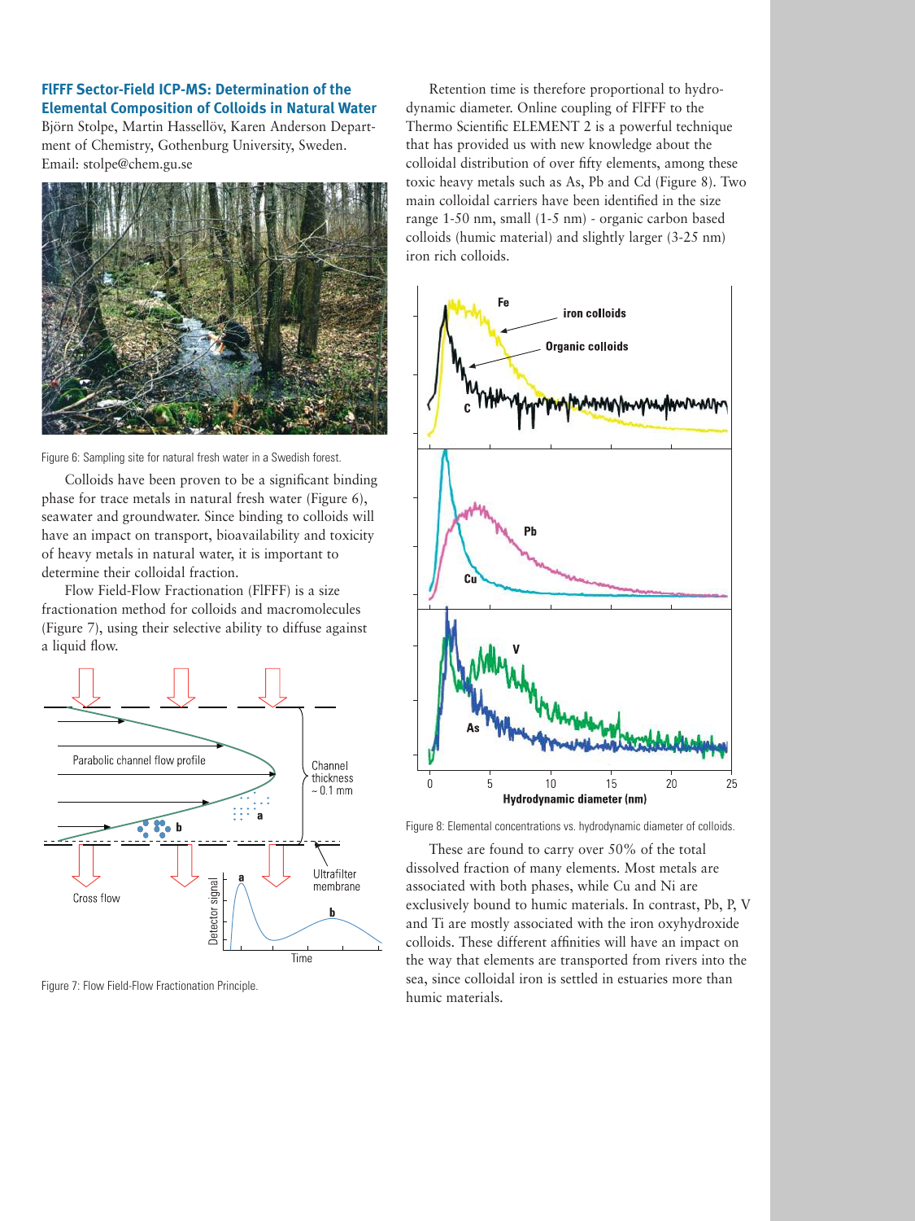## FlFFF Sector-Field ICP-MS: Determination of the Elemental Composition of Colloids in Natural Water

Björn Stolpe, Martin Hassellöv, Karen Anderson Department of Chemistry, Gothenburg University, Sweden. Email: stolpe@chem.gu.se

Figure 6: Sampling site for natural fresh water in a Swedish forest.

Colloids have been proven to be a significant binding phase for trace metals in natural fresh water (Figure 6), seawater and groundwater. Since binding to colloids will have an impact on transport, bioavailability and toxicity of heavy metals in natural water, it is important to determine their colloidal fraction.

Flow Field-Flow Fractionation (FlFFF) is a size fractionation method for colloids and macromolecules (Figure 7), using their selective ability to diffuse against a liquid flow.

Figure 7: Flow Field-Flow Fractionation Principle.

Retention time is therefore proportional to hydrodynamic diameter. Online coupling of FlFFF to the Thermo Scientific ELEMENT 2 is a powerful technique that has provided us with new knowledge about the colloidal distribution of over fifty elements, among these toxic heavy metals such as As, Pb and Cd (Figure 8). Two main colloidal carriers have been identified in the size range 1-50 nm, small (1-5 nm) - organic carbon based colloids (humic material) and slightly larger (3-25 nm) iron rich colloids.

Figure 8: Elemental concentrations vs. hydrodynamic diameter of colloids.

These are found to carry over 50% of the total dissolved fraction of many elements. Most metals are associated with both phases, while Cu and Ni are exclusively bound to humic materials. In contrast, Pb, P, V and Ti are mostly associated with the iron oxyhydroxide colloids. These different affinities will have an impact on the way that elements are transported from rivers into the sea, since colloidal iron is settled in estuaries more than humic materials.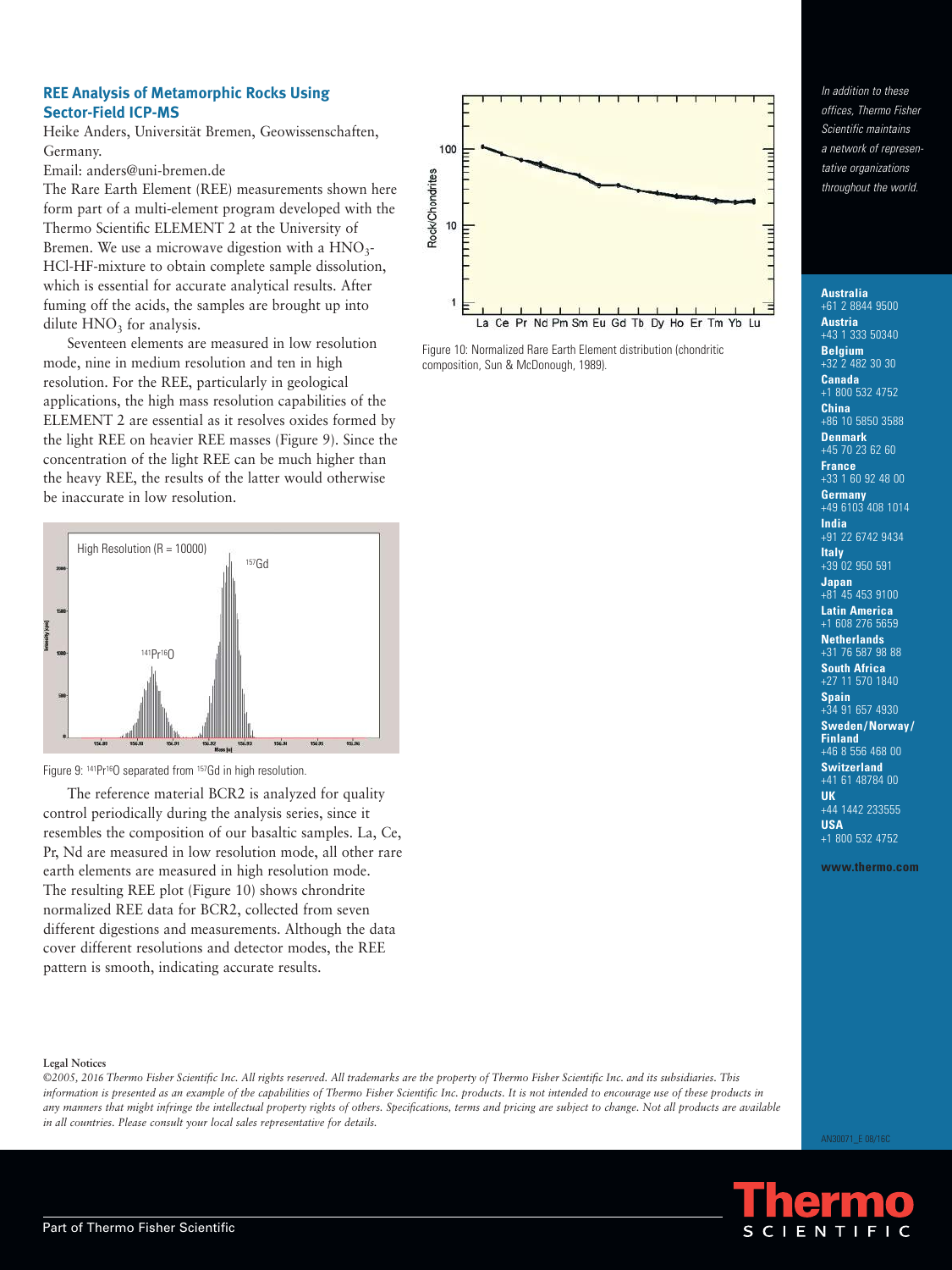## REE Analysis of Metamorphic Rocks Using Sector-Field ICP-MS

Heike Anders, Universität Bremen, Geowissenschaften, Germany.

Email: anders@uni-bremen.de

The Rare Earth Element (REE) measurements shown here form part of a multi-element program developed with the Thermo Scientific ELEMENT 2 at the University of Bremen. We use a microwave digestion with a $HNO_3$-HCl-HF-mixture to obtain complete sample dissolution, which is essential for accurate analytical results. After fuming off the acids, the samples are brought up into dilute $HNO_3$ for analysis.

Seventeen elements are measured in low resolution mode, nine in medium resolution and ten in high resolution. For the REE, particularly in geological applications, the high mass resolution capabilities of the ELEMENT 2 are essential as it resolves oxides formed by the light REE on heavier REE masses (Figure 9). Since the concentration of the light REE can be much higher than the heavy REE, the results of the latter would otherwise be inaccurate in low resolution.

High Resolution (R = 10000)

$^{157}$Gd

$^{141}$Pr$^{16}$O

Figure 9: $^{141}$Pr$^{16}$O separated from $^{157}$Gd in high resolution.

The reference material BCR2 is analyzed for quality control periodically during the analysis series, since it resembles the composition of our basaltic samples. La, Ce, Pr, Nd are measured in low resolution mode, all other rare earth elements are measured in high resolution mode. The resulting REE plot (Figure 10) shows chrondrite normalized REE data for BCR2, collected from seven different digestions and measurements. Although the data cover different resolutions and detector modes, the REE pattern is smooth, indicating accurate results.

Rock/Chondrites

100

10

1

La Ce Pr Nd Pm Sm Eu Gd Tb Dy Ho Er Tm Yb Lu

Figure 10: Normalized Rare Earth Element distribution (chondritic composition, Sun & McDonough, 1989).

*In addition to these offices, Thermo Fisher Scientific maintains a network of representative organizations throughout the world.*

**Australia**
+61 2 8844 9500
**Austria**
+43 1 333 50340
**Belgium**
+32 2 482 30 30
**Canada**
+1 800 532 4752
**China**
+86 10 5850 3588
**Denmark**
+45 70 23 62 60
**France**
+33 1 60 92 48 00
**Germany**
+49 6103 408 1014
**India**
+91 22 6742 9434
**Italy**
+39 02 950 591
**Japan**
+81 45 453 9100
**Latin America**
+1 608 276 5659
**Netherlands**
+31 76 587 98 88
**South Africa**
+27 11 570 1840
**Spain**
+34 91 657 4930
**Sweden/Norway/Finland**
+46 8 556 468 00
**Switzerland**
+41 61 48784 00
**UK**
+44 1442 233555
**USA**
+1 800 532 4752

**www.thermo.com**

**Legal Notices**

*©2005, 2016 Thermo Fisher Scientific Inc. All rights reserved. All trademarks are the property of Thermo Fisher Scientific Inc. and its subsidiaries. This information is presented as an example of the capabilities of Thermo Fisher Scientific Inc. products. It is not intended to encourage use of these products in any manners that might infringe the intellectual property rights of others. Specifications, terms and pricing are subject to change. Not all products are available in all countries. Please consult your local sales representative for details.*

AN30071_E 08/16C

Thermo SCIENTIFIC

Part of Thermo Fisher Scientific